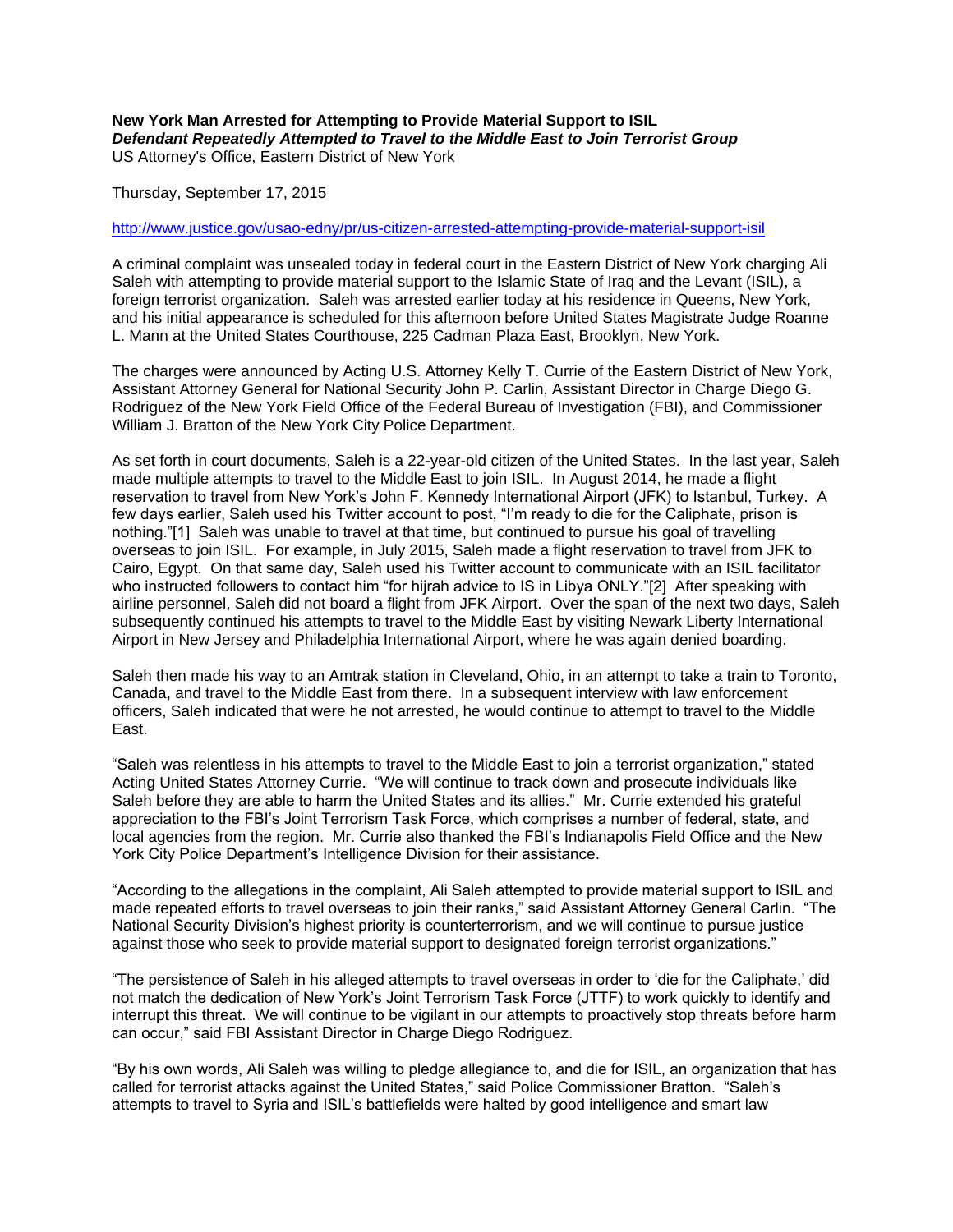**New York Man Arrested for Attempting to Provide Material Support to ISIL**
***Defendant Repeatedly Attempted to Travel to the Middle East to Join Terrorist Group***
US Attorney's Office, Eastern District of New York

Thursday, September 17, 2015

http://www.justice.gov/usao-edny/pr/us-citizen-arrested-attempting-provide-material-support-isil

A criminal complaint was unsealed today in federal court in the Eastern District of New York charging Ali Saleh with attempting to provide material support to the Islamic State of Iraq and the Levant (ISIL), a foreign terrorist organization. Saleh was arrested earlier today at his residence in Queens, New York, and his initial appearance is scheduled for this afternoon before United States Magistrate Judge Roanne L. Mann at the United States Courthouse, 225 Cadman Plaza East, Brooklyn, New York.

The charges were announced by Acting U.S. Attorney Kelly T. Currie of the Eastern District of New York, Assistant Attorney General for National Security John P. Carlin, Assistant Director in Charge Diego G. Rodriguez of the New York Field Office of the Federal Bureau of Investigation (FBI), and Commissioner William J. Bratton of the New York City Police Department.

As set forth in court documents, Saleh is a 22-year-old citizen of the United States. In the last year, Saleh made multiple attempts to travel to the Middle East to join ISIL. In August 2014, he made a flight reservation to travel from New York's John F. Kennedy International Airport (JFK) to Istanbul, Turkey. A few days earlier, Saleh used his Twitter account to post, "I'm ready to die for the Caliphate, prison is nothing."[1] Saleh was unable to travel at that time, but continued to pursue his goal of travelling overseas to join ISIL. For example, in July 2015, Saleh made a flight reservation to travel from JFK to Cairo, Egypt. On that same day, Saleh used his Twitter account to communicate with an ISIL facilitator who instructed followers to contact him "for hijrah advice to IS in Libya ONLY."[2] After speaking with airline personnel, Saleh did not board a flight from JFK Airport. Over the span of the next two days, Saleh subsequently continued his attempts to travel to the Middle East by visiting Newark Liberty International Airport in New Jersey and Philadelphia International Airport, where he was again denied boarding.

Saleh then made his way to an Amtrak station in Cleveland, Ohio, in an attempt to take a train to Toronto, Canada, and travel to the Middle East from there. In a subsequent interview with law enforcement officers, Saleh indicated that were he not arrested, he would continue to attempt to travel to the Middle East.

"Saleh was relentless in his attempts to travel to the Middle East to join a terrorist organization," stated Acting United States Attorney Currie. "We will continue to track down and prosecute individuals like Saleh before they are able to harm the United States and its allies." Mr. Currie extended his grateful appreciation to the FBI's Joint Terrorism Task Force, which comprises a number of federal, state, and local agencies from the region. Mr. Currie also thanked the FBI's Indianapolis Field Office and the New York City Police Department's Intelligence Division for their assistance.

"According to the allegations in the complaint, Ali Saleh attempted to provide material support to ISIL and made repeated efforts to travel overseas to join their ranks," said Assistant Attorney General Carlin. "The National Security Division's highest priority is counterterrorism, and we will continue to pursue justice against those who seek to provide material support to designated foreign terrorist organizations."

"The persistence of Saleh in his alleged attempts to travel overseas in order to 'die for the Caliphate,' did not match the dedication of New York's Joint Terrorism Task Force (JTTF) to work quickly to identify and interrupt this threat. We will continue to be vigilant in our attempts to proactively stop threats before harm can occur," said FBI Assistant Director in Charge Diego Rodriguez.

"By his own words, Ali Saleh was willing to pledge allegiance to, and die for ISIL, an organization that has called for terrorist attacks against the United States," said Police Commissioner Bratton. "Saleh's attempts to travel to Syria and ISIL's battlefields were halted by good intelligence and smart law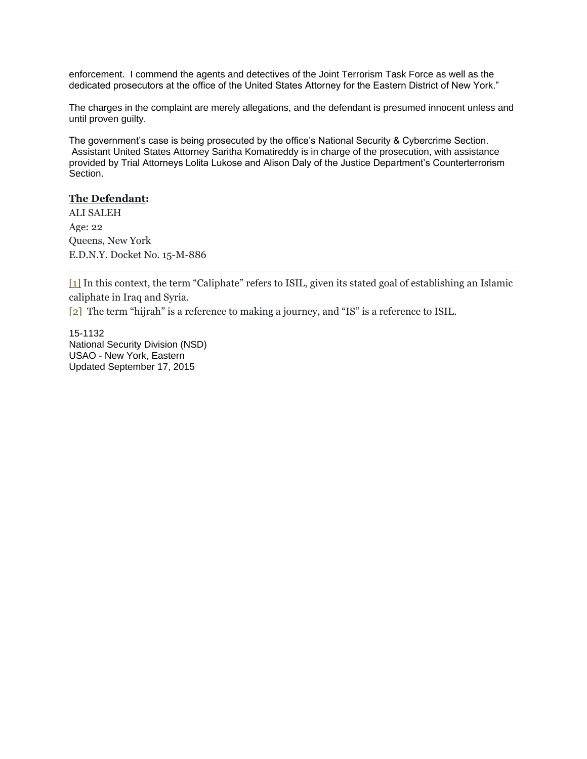enforcement. I commend the agents and detectives of the Joint Terrorism Task Force as well as the dedicated prosecutors at the office of the United States Attorney for the Eastern District of New York."

The charges in the complaint are merely allegations, and the defendant is presumed innocent unless and until proven guilty.

The government's case is being prosecuted by the office's National Security & Cybercrime Section. Assistant United States Attorney Saritha Komatireddy is in charge of the prosecution, with assistance provided by Trial Attorneys Lolita Lukose and Alison Daly of the Justice Department's Counterterrorism Section.

**The Defendant:**

ALI SALEH
Age: 22
Queens, New York
E.D.N.Y. Docket No. 15-M-886

---

[1] In this context, the term "Caliphate" refers to ISIL, given its stated goal of establishing an Islamic caliphate in Iraq and Syria.
[2] The term "hijrah" is a reference to making a journey, and "IS" is a reference to ISIL.

15-1132
National Security Division (NSD)
USAO - New York, Eastern
Updated September 17, 2015